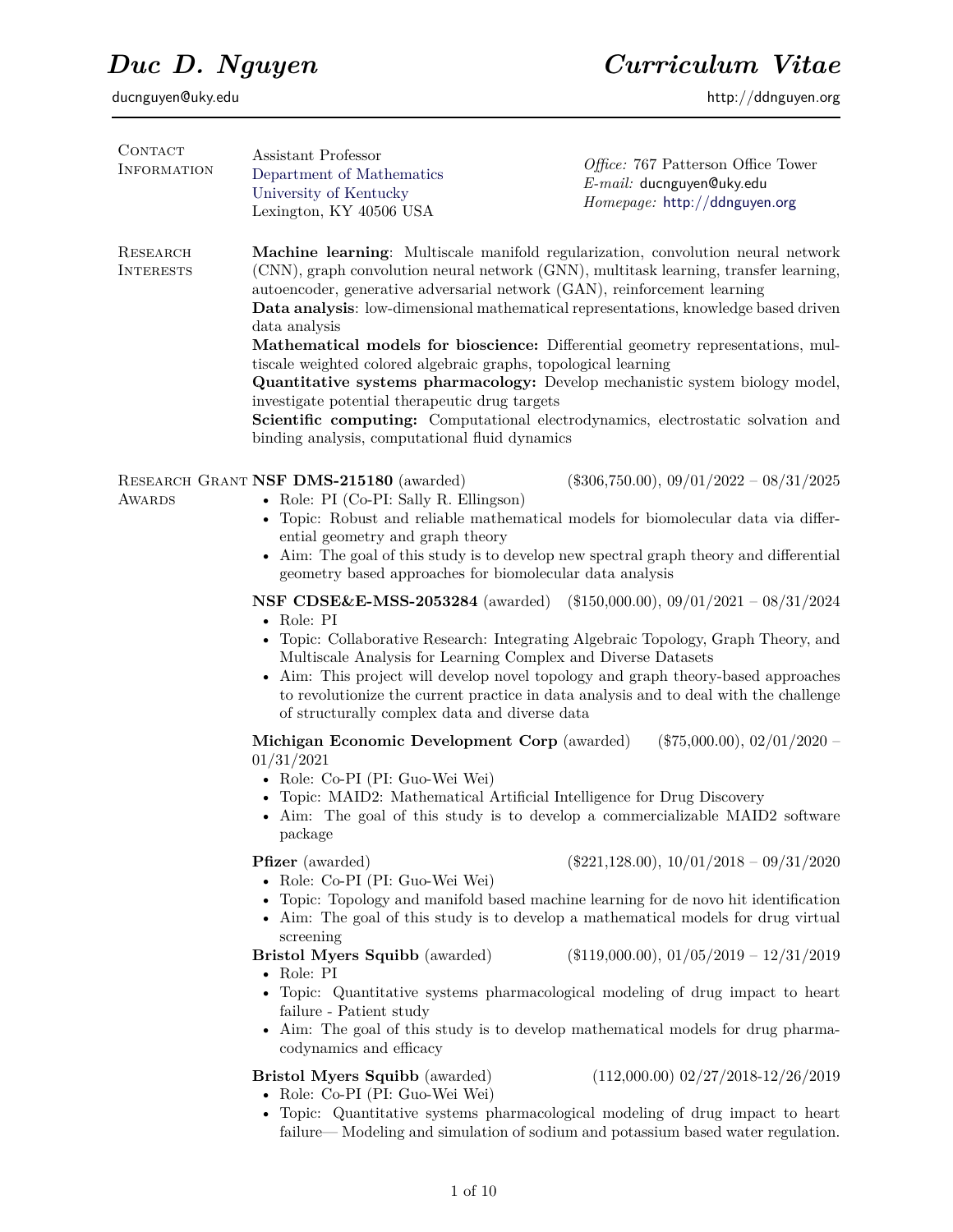# *Duc D. Nguyen* — *Curriculum Vitae*

ducnguyen@uky.edu — http://ddnguyen.org

---

## Contact Information

Assistant Professor
Department of Mathematics
University of Kentucky
Lexington, KY 40506 USA

*Office:* 767 Patterson Office Tower
*E-mail:* ducnguyen@uky.edu
*Homepage:* http://ddnguyen.org

## Research Interests

**Machine learning**: Multiscale manifold regularization, convolution neural network (CNN), graph convolution neural network (GNN), multitask learning, transfer learning, autoencoder, generative adversarial network (GAN), reinforcement learning

**Data analysis**: low-dimensional mathematical representations, knowledge based driven data analysis

**Mathematical models for bioscience:** Differential geometry representations, multiscale weighted colored algebraic graphs, topological learning

**Quantitative systems pharmacology:** Develop mechanistic system biology model, investigate potential therapeutic drug targets

**Scientific computing:** Computational electrodynamics, electrostatic solvation and binding analysis, computational fluid dynamics

## Research Grant Awards

**NSF DMS-215180** (awarded) ($306,750.00), 09/01/2022 – 08/31/2025

- Role: PI (Co-PI: Sally R. Ellingson)
- Topic: Robust and reliable mathematical models for biomolecular data via differential geometry and graph theory
- Aim: The goal of this study is to develop new spectral graph theory and differential geometry based approaches for biomolecular data analysis

**NSF CDSE&E-MSS-2053284** (awarded) ($150,000.00), 09/01/2021 – 08/31/2024

- Role: PI
- Topic: Collaborative Research: Integrating Algebraic Topology, Graph Theory, and Multiscale Analysis for Learning Complex and Diverse Datasets
- Aim: This project will develop novel topology and graph theory-based approaches to revolutionize the current practice in data analysis and to deal with the challenge of structurally complex data and diverse data

**Michigan Economic Development Corp** (awarded) ($75,000.00), 02/01/2020 – 01/31/2021

- Role: Co-PI (PI: Guo-Wei Wei)
- Topic: MAID2: Mathematical Artificial Intelligence for Drug Discovery
- Aim: The goal of this study is to develop a commercializable MAID2 software package

**Pfizer** (awarded) ($221,128.00), 10/01/2018 – 09/31/2020

- Role: Co-PI (PI: Guo-Wei Wei)
- Topic: Topology and manifold based machine learning for de novo hit identification
- Aim: The goal of this study is to develop a mathematical models for drug virtual screening

**Bristol Myers Squibb** (awarded) ($119,000.00), 01/05/2019 – 12/31/2019

- Role: PI
- Topic: Quantitative systems pharmacological modeling of drug impact to heart failure - Patient study
- Aim: The goal of this study is to develop mathematical models for drug pharmacodynamics and efficacy

**Bristol Myers Squibb** (awarded) (112,000.00) 02/27/2018-12/26/2019

- Role: Co-PI (PI: Guo-Wei Wei)
- Topic: Quantitative systems pharmacological modeling of drug impact to heart failure— Modeling and simulation of sodium and potassium based water regulation.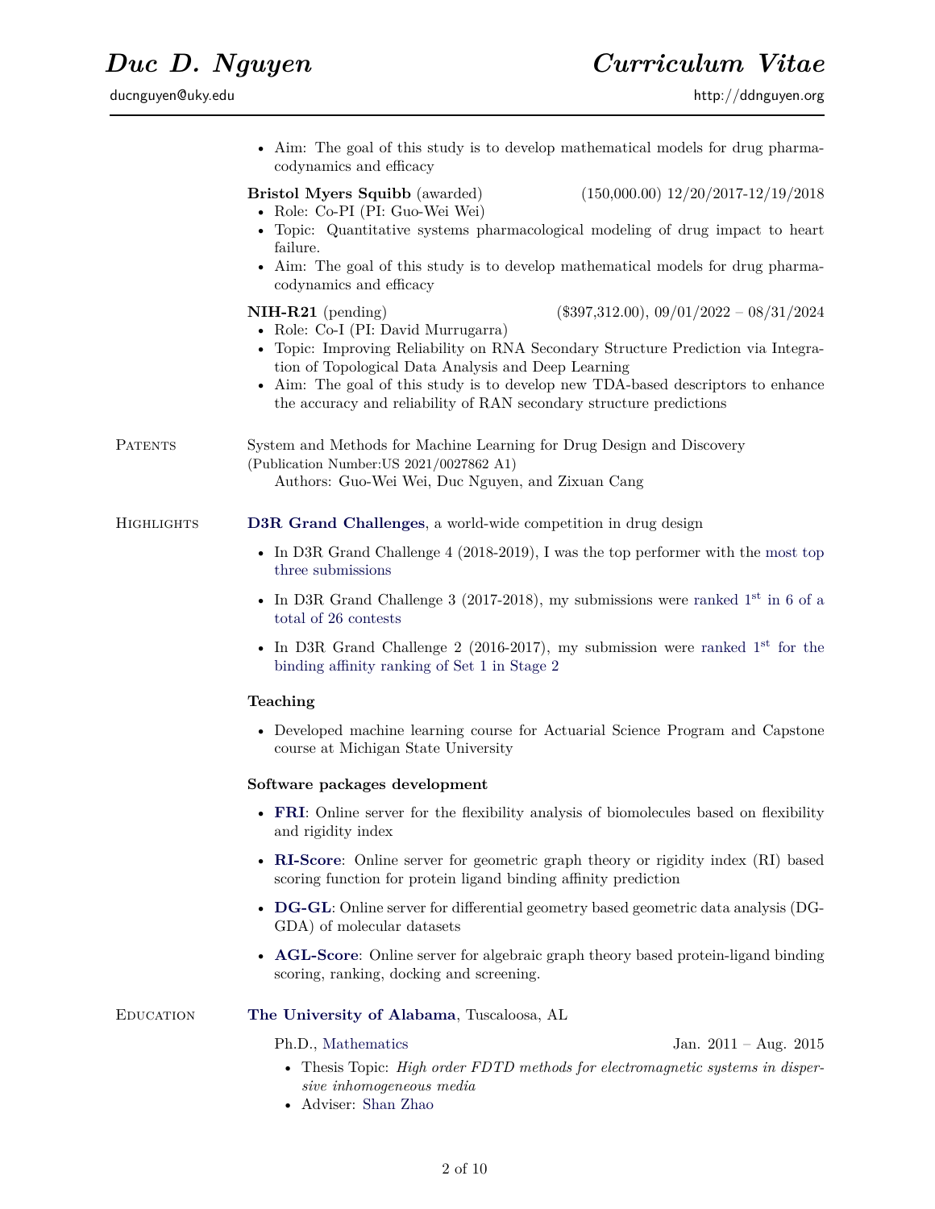- Aim: The goal of this study is to develop mathematical models for drug pharmacodynamics and efficacy

**Bristol Myers Squibb** (awarded) (150,000.00) 12/20/2017-12/19/2018

- Role: Co-PI (PI: Guo-Wei Wei)
- Topic: Quantitative systems pharmacological modeling of drug impact to heart failure.
- Aim: The goal of this study is to develop mathematical models for drug pharmacodynamics and efficacy

**NIH-R21** (pending) ($397,312.00), 09/01/2022 – 08/31/2024

- Role: Co-I (PI: David Murrugarra)
- Topic: Improving Reliability on RNA Secondary Structure Prediction via Integration of Topological Data Analysis and Deep Learning
- Aim: The goal of this study is to develop new TDA-based descriptors to enhance the accuracy and reliability of RAN secondary structure predictions

## Patents

System and Methods for Machine Learning for Drug Design and Discovery
(Publication Number:US 2021/0027862 A1)
Authors: Guo-Wei Wei, Duc Nguyen, and Zixuan Cang

## Highlights

**D3R Grand Challenges**, a world-wide competition in drug design

- In D3R Grand Challenge 4 (2018-2019), I was the top performer with the most top three submissions
- In D3R Grand Challenge 3 (2017-2018), my submissions were ranked 1st in 6 of a total of 26 contests
- In D3R Grand Challenge 2 (2016-2017), my submission were ranked 1st for the binding affinity ranking of Set 1 in Stage 2

**Teaching**

- Developed machine learning course for Actuarial Science Program and Capstone course at Michigan State University

**Software packages development**

- **FRI**: Online server for the flexibility analysis of biomolecules based on flexibility and rigidity index
- **RI-Score**: Online server for geometric graph theory or rigidity index (RI) based scoring function for protein ligand binding affinity prediction
- **DG-GL**: Online server for differential geometry based geometric data analysis (DG-GDA) of molecular datasets
- **AGL-Score**: Online server for algebraic graph theory based protein-ligand binding scoring, ranking, docking and screening.

## Education

**The University of Alabama**, Tuscaloosa, AL

Ph.D., Mathematics Jan. 2011 – Aug. 2015

- Thesis Topic: *High order FDTD methods for electromagnetic systems in dispersive inhomogeneous media*
- Adviser: Shan Zhao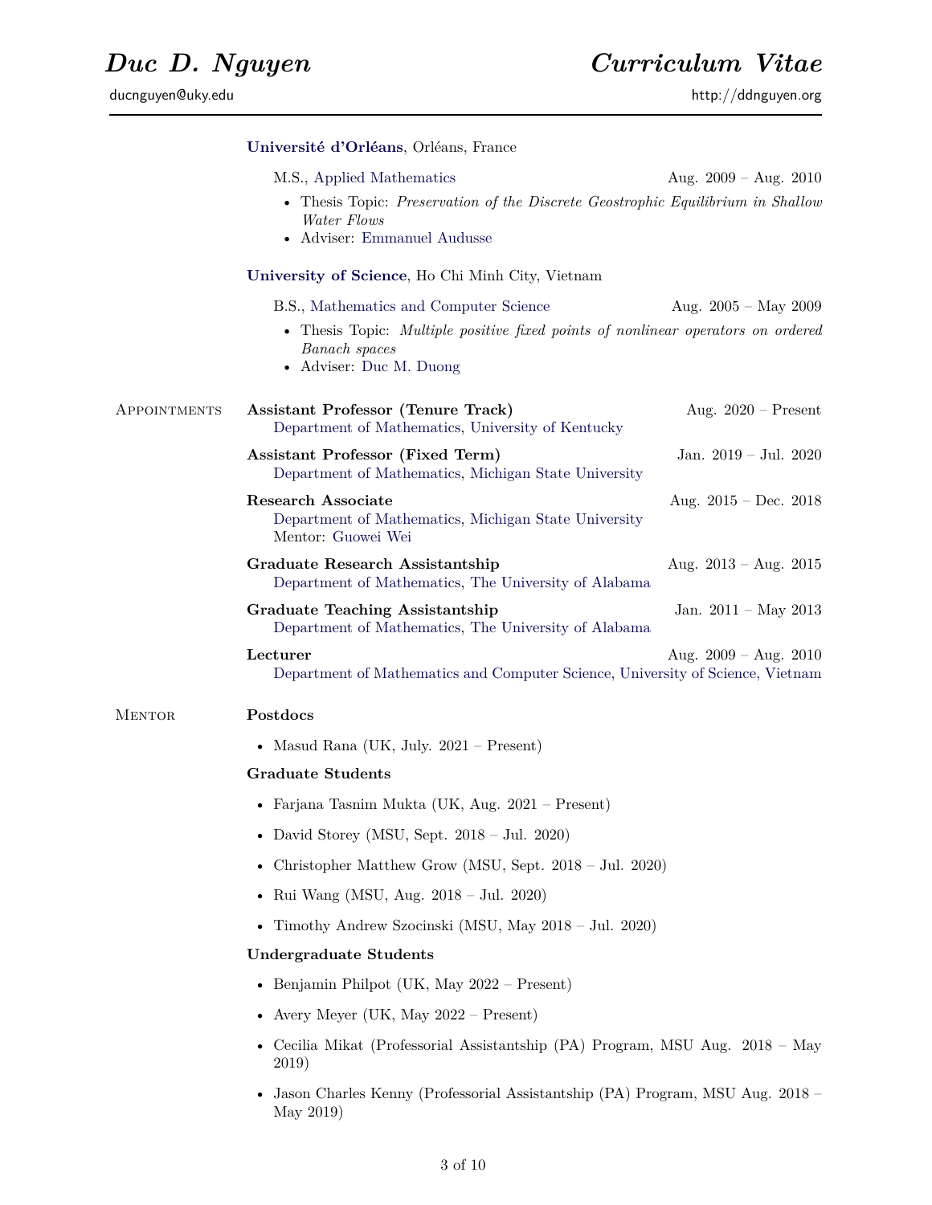# Duc D. Nguyen — Curriculum Vitae

ducnguyen@uky.edu — http://ddnguyen.org

**Université d'Orléans**, Orléans, France

M.S., Applied Mathematics — Aug. 2009 – Aug. 2010

- Thesis Topic: *Preservation of the Discrete Geostrophic Equilibrium in Shallow Water Flows*
- Adviser: Emmanuel Audusse

**University of Science**, Ho Chi Minh City, Vietnam

B.S., Mathematics and Computer Science — Aug. 2005 – May 2009

- Thesis Topic: *Multiple positive fixed points of nonlinear operators on ordered Banach spaces*
- Adviser: Duc M. Duong

## Appointments

**Assistant Professor (Tenure Track)** — Aug. 2020 – Present
Department of Mathematics, University of Kentucky

**Assistant Professor (Fixed Term)** — Jan. 2019 – Jul. 2020
Department of Mathematics, Michigan State University

**Research Associate** — Aug. 2015 – Dec. 2018
Department of Mathematics, Michigan State University
Mentor: Guowei Wei

**Graduate Research Assistantship** — Aug. 2013 – Aug. 2015
Department of Mathematics, The University of Alabama

**Graduate Teaching Assistantship** — Jan. 2011 – May 2013
Department of Mathematics, The University of Alabama

**Lecturer** — Aug. 2009 – Aug. 2010
Department of Mathematics and Computer Science, University of Science, Vietnam

## Mentor

**Postdocs**

- Masud Rana (UK, July. 2021 – Present)

**Graduate Students**

- Farjana Tasnim Mukta (UK, Aug. 2021 – Present)
- David Storey (MSU, Sept. 2018 – Jul. 2020)
- Christopher Matthew Grow (MSU, Sept. 2018 – Jul. 2020)
- Rui Wang (MSU, Aug. 2018 – Jul. 2020)
- Timothy Andrew Szocinski (MSU, May 2018 – Jul. 2020)

**Undergraduate Students**

- Benjamin Philpot (UK, May 2022 – Present)
- Avery Meyer (UK, May 2022 – Present)
- Cecilia Mikat (Professorial Assistantship (PA) Program, MSU Aug. 2018 – May 2019)
- Jason Charles Kenny (Professorial Assistantship (PA) Program, MSU Aug. 2018 – May 2019)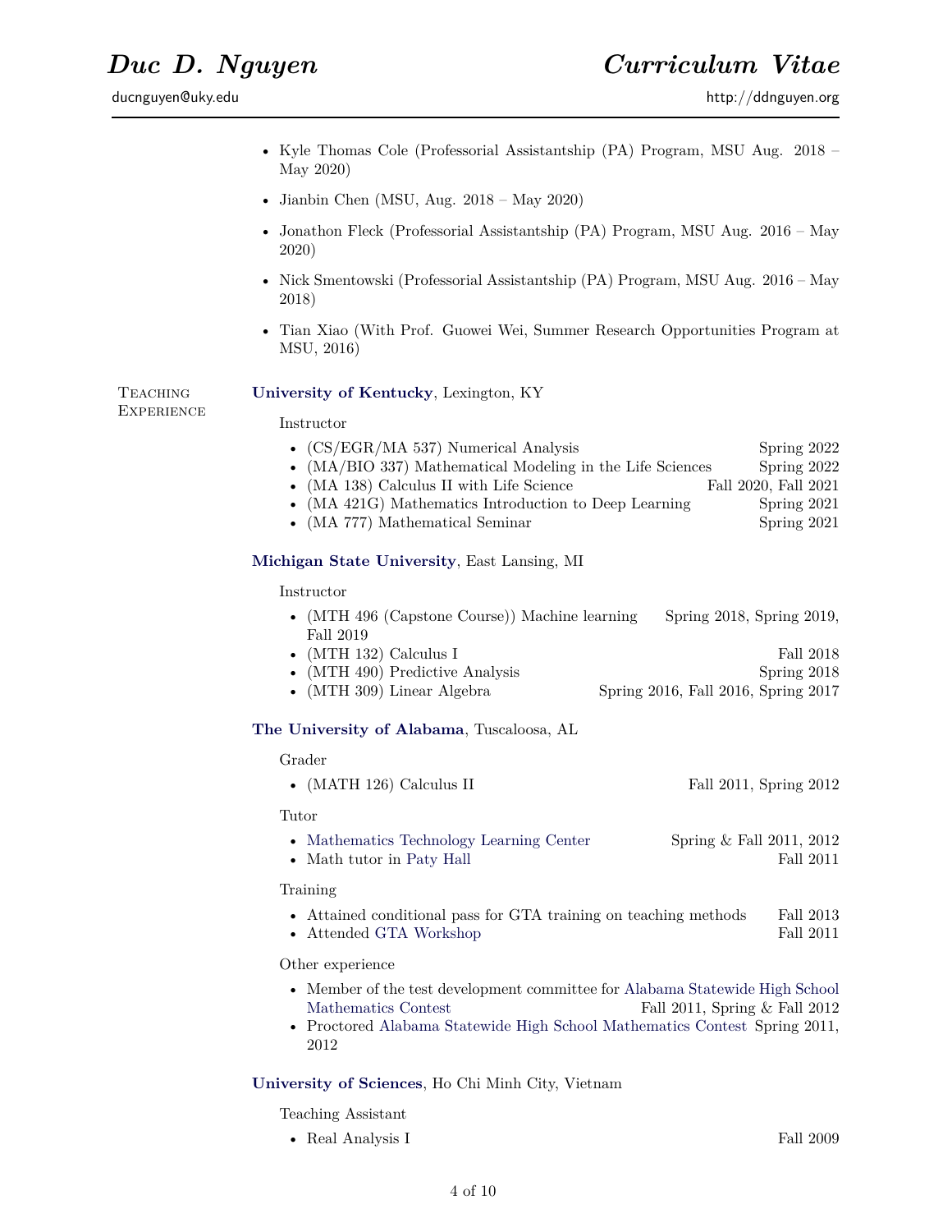- Kyle Thomas Cole (Professorial Assistantship (PA) Program, MSU Aug. 2018 – May 2020)
- Jianbin Chen (MSU, Aug. 2018 – May 2020)
- Jonathon Fleck (Professorial Assistantship (PA) Program, MSU Aug. 2016 – May 2020)
- Nick Smentowski (Professorial Assistantship (PA) Program, MSU Aug. 2016 – May 2018)
- Tian Xiao (With Prof. Guowei Wei, Summer Research Opportunities Program at MSU, 2016)

## Teaching Experience

**University of Kentucky**, Lexington, KY

Instructor

- (CS/EGR/MA 537) Numerical Analysis — Spring 2022
- (MA/BIO 337) Mathematical Modeling in the Life Sciences — Spring 2022
- (MA 138) Calculus II with Life Science — Fall 2020, Fall 2021
- (MA 421G) Mathematics Introduction to Deep Learning — Spring 2021
- (MA 777) Mathematical Seminar — Spring 2021

**Michigan State University**, East Lansing, MI

Instructor

- (MTH 496 (Capstone Course)) Machine learning — Spring 2018, Spring 2019, Fall 2019
- (MTH 132) Calculus I — Fall 2018
- (MTH 490) Predictive Analysis — Spring 2018
- (MTH 309) Linear Algebra — Spring 2016, Fall 2016, Spring 2017

**The University of Alabama**, Tuscaloosa, AL

Grader

- (MATH 126) Calculus II — Fall 2011, Spring 2012

Tutor

- Mathematics Technology Learning Center — Spring & Fall 2011, 2012
- Math tutor in Paty Hall — Fall 2011

Training

- Attained conditional pass for GTA training on teaching methods — Fall 2013
- Attended GTA Workshop — Fall 2011

Other experience

- Member of the test development committee for Alabama Statewide High School Mathematics Contest — Fall 2011, Spring & Fall 2012
- Proctored Alabama Statewide High School Mathematics Contest — Spring 2011, 2012

**University of Sciences**, Ho Chi Minh City, Vietnam

Teaching Assistant

- Real Analysis I — Fall 2009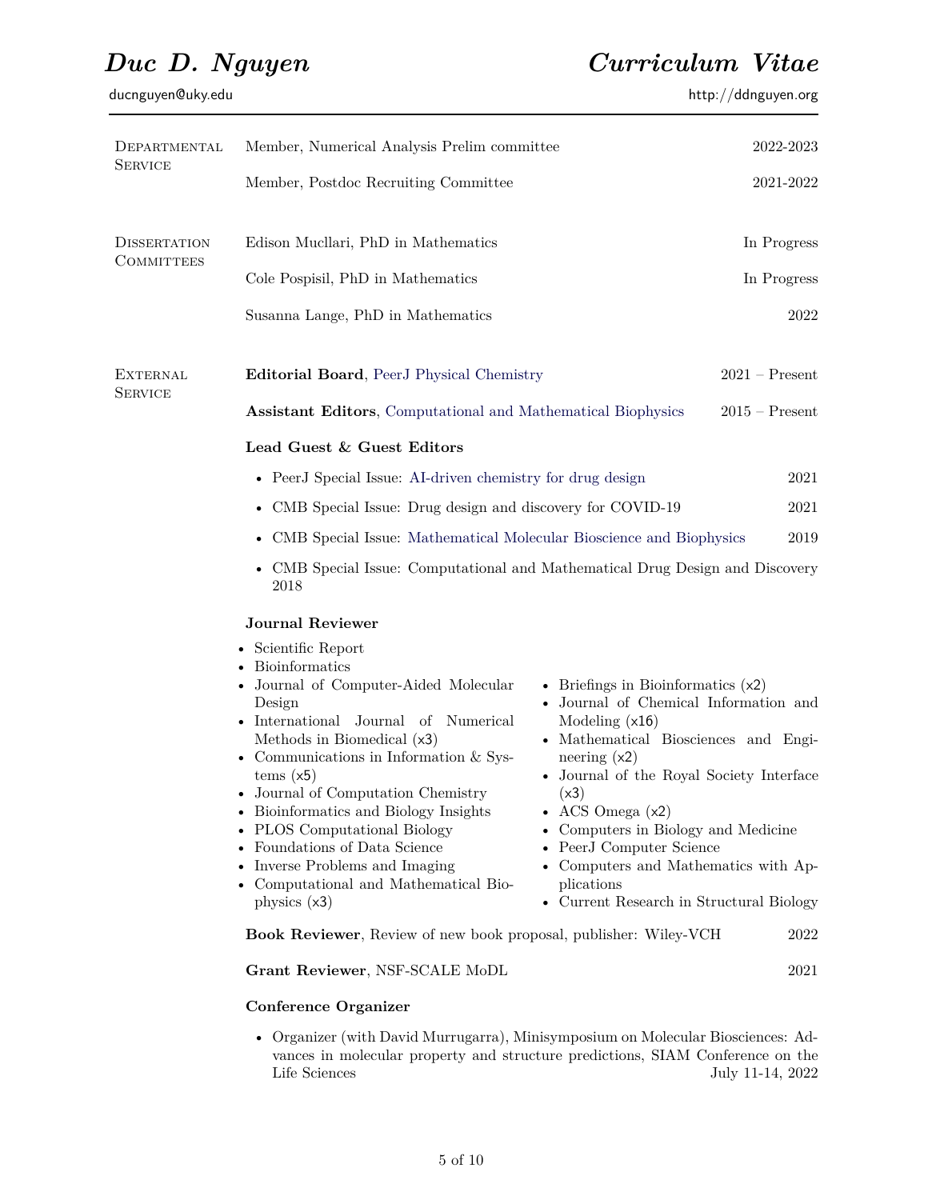## Departmental Service

- Member, Numerical Analysis Prelim committee — 2022-2023
- Member, Postdoc Recruiting Committee — 2021-2022

## Dissertation Committees

- Edison Mucllari, PhD in Mathematics — In Progress
- Cole Pospisil, PhD in Mathematics — In Progress
- Susanna Lange, PhD in Mathematics — 2022

## External Service

**Editorial Board**, PeerJ Physical Chemistry — 2021 – Present

**Assistant Editors**, Computational and Mathematical Biophysics — 2015 – Present

**Lead Guest & Guest Editors**

- PeerJ Special Issue: AI-driven chemistry for drug design — 2021
- CMB Special Issue: Drug design and discovery for COVID-19 — 2021
- CMB Special Issue: Mathematical Molecular Bioscience and Biophysics — 2019
- CMB Special Issue: Computational and Mathematical Drug Design and Discovery 2018

**Journal Reviewer**

- Scientific Report
- Bioinformatics
- Journal of Computer-Aided Molecular Design
- International Journal of Numerical Methods in Biomedical (x3)
- Communications in Information & Systems (x5)
- Journal of Computation Chemistry
- Bioinformatics and Biology Insights
- PLOS Computational Biology
- Foundations of Data Science
- Inverse Problems and Imaging
- Computational and Mathematical Biophysics (x3)
- Briefings in Bioinformatics (x2)
- Journal of Chemical Information and Modeling (x16)
- Mathematical Biosciences and Engineering (x2)
- Journal of the Royal Society Interface (x3)
- ACS Omega (x2)
- Computers in Biology and Medicine
- PeerJ Computer Science
- Computers and Mathematics with Applications
- Current Research in Structural Biology

**Book Reviewer**, Review of new book proposal, publisher: Wiley-VCH — 2022

**Grant Reviewer**, NSF-SCALE MoDL — 2021

**Conference Organizer**

- Organizer (with David Murrugarra), Minisymposium on Molecular Biosciences: Advances in molecular property and structure predictions, SIAM Conference on the Life Sciences — July 11-14, 2022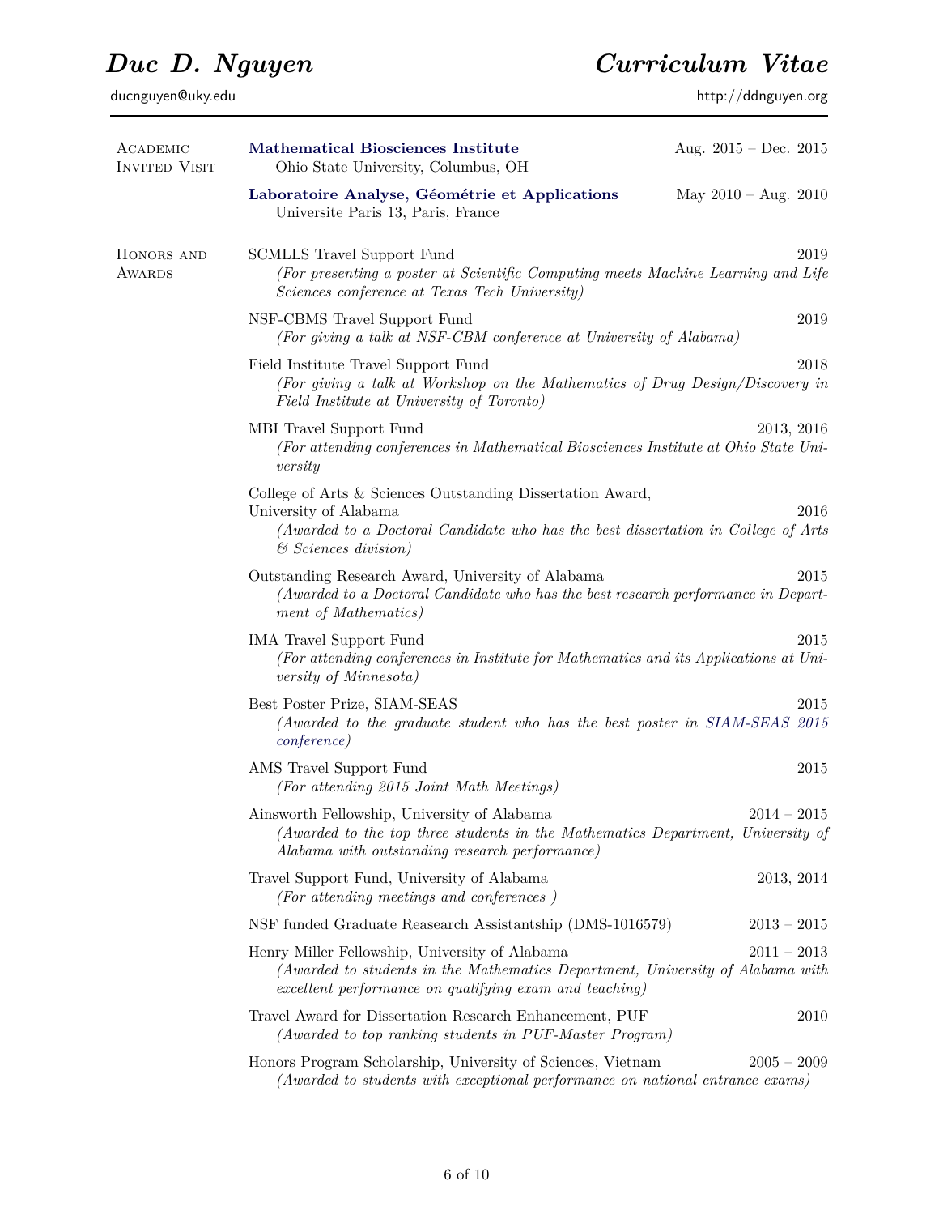# Duc D. Nguyen — Curriculum Vitae

ducnguyen@uky.edu — http://ddnguyen.org

## Academic Invited Visit

**Mathematical Biosciences Institute** — Aug. 2015 – Dec. 2015
Ohio State University, Columbus, OH

**Laboratoire Analyse, Géométrie et Applications** — May 2010 – Aug. 2010
Universite Paris 13, Paris, France

## Honors and Awards

SCMLLS Travel Support Fund — 2019
*(For presenting a poster at Scientific Computing meets Machine Learning and Life Sciences conference at Texas Tech University)*

NSF-CBMS Travel Support Fund — 2019
*(For giving a talk at NSF-CBM conference at University of Alabama)*

Field Institute Travel Support Fund — 2018
*(For giving a talk at Workshop on the Mathematics of Drug Design/Discovery in Field Institute at University of Toronto)*

MBI Travel Support Fund — 2013, 2016
*(For attending conferences in Mathematical Biosciences Institute at Ohio State University*

College of Arts & Sciences Outstanding Dissertation Award, University of Alabama — 2016
*(Awarded to a Doctoral Candidate who has the best dissertation in College of Arts & Sciences division)*

Outstanding Research Award, University of Alabama — 2015
*(Awarded to a Doctoral Candidate who has the best research performance in Department of Mathematics)*

IMA Travel Support Fund — 2015
*(For attending conferences in Institute for Mathematics and its Applications at University of Minnesota)*

Best Poster Prize, SIAM-SEAS — 2015
*(Awarded to the graduate student who has the best poster in SIAM-SEAS 2015 conference)*

AMS Travel Support Fund — 2015
*(For attending 2015 Joint Math Meetings)*

Ainsworth Fellowship, University of Alabama — 2014 – 2015
*(Awarded to the top three students in the Mathematics Department, University of Alabama with outstanding research performance)*

Travel Support Fund, University of Alabama — 2013, 2014
*(For attending meetings and conferences )*

NSF funded Graduate Reasearch Assistantship (DMS-1016579) — 2013 – 2015

Henry Miller Fellowship, University of Alabama — 2011 – 2013
*(Awarded to students in the Mathematics Department, University of Alabama with excellent performance on qualifying exam and teaching)*

Travel Award for Dissertation Research Enhancement, PUF — 2010
*(Awarded to top ranking students in PUF-Master Program)*

Honors Program Scholarship, University of Sciences, Vietnam — 2005 – 2009
*(Awarded to students with exceptional performance on national entrance exams)*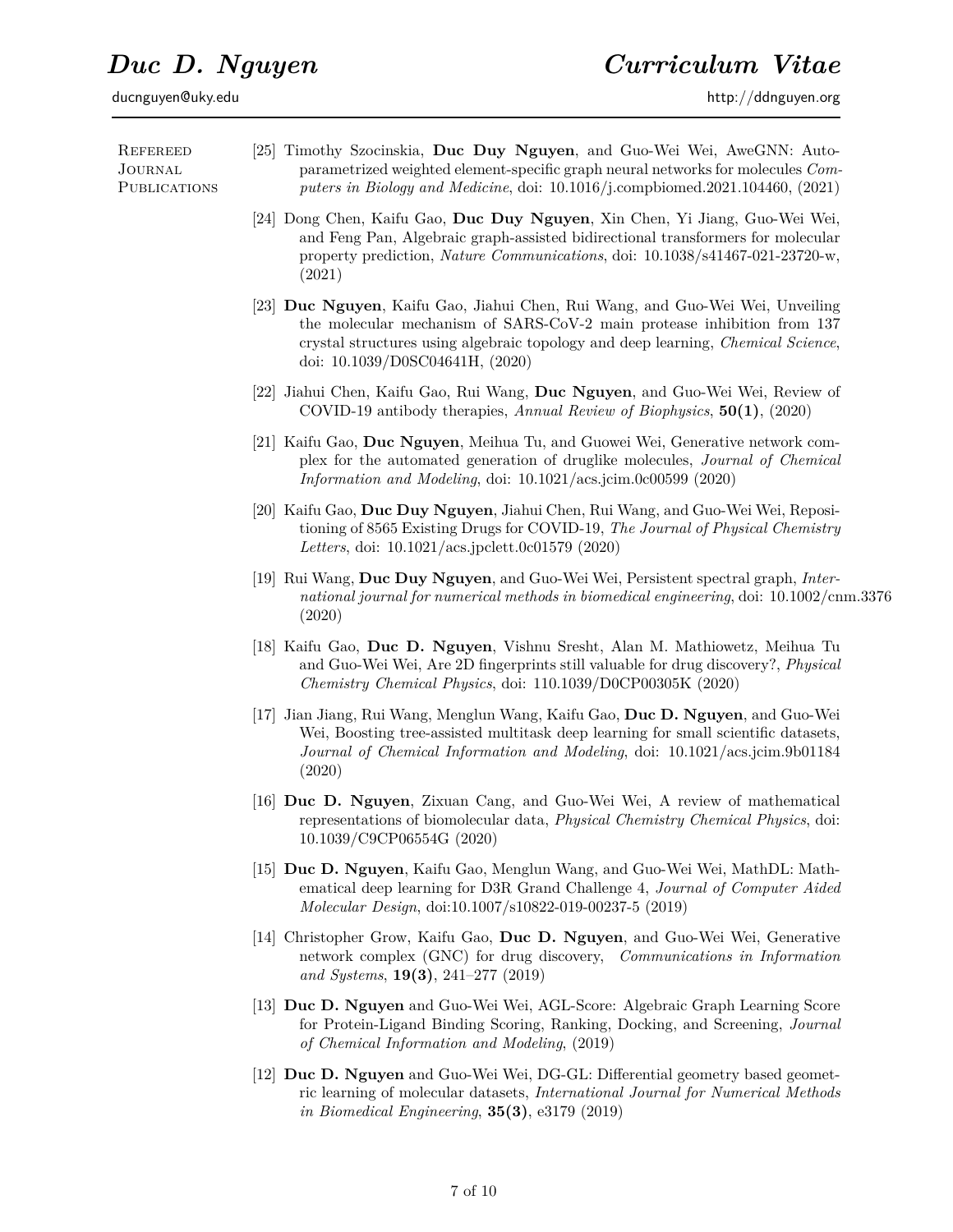## Refereed Journal Publications

[25] Timothy Szocinskia, **Duc Duy Nguyen**, and Guo-Wei Wei, AweGNN: Auto-parametrized weighted element-specific graph neural networks for molecules *Computers in Biology and Medicine*, doi: 10.1016/j.compbiomed.2021.104460, (2021)

[24] Dong Chen, Kaifu Gao, **Duc Duy Nguyen**, Xin Chen, Yi Jiang, Guo-Wei Wei, and Feng Pan, Algebraic graph-assisted bidirectional transformers for molecular property prediction, *Nature Communications*, doi: 10.1038/s41467-021-23720-w, (2021)

[23] **Duc Nguyen**, Kaifu Gao, Jiahui Chen, Rui Wang, and Guo-Wei Wei, Unveiling the molecular mechanism of SARS-CoV-2 main protease inhibition from 137 crystal structures using algebraic topology and deep learning, *Chemical Science*, doi: 10.1039/D0SC04641H, (2020)

[22] Jiahui Chen, Kaifu Gao, Rui Wang, **Duc Nguyen**, and Guo-Wei Wei, Review of COVID-19 antibody therapies, *Annual Review of Biophysics*, **50(1)**, (2020)

[21] Kaifu Gao, **Duc Nguyen**, Meihua Tu, and Guowei Wei, Generative network complex for the automated generation of druglike molecules, *Journal of Chemical Information and Modeling*, doi: 10.1021/acs.jcim.0c00599 (2020)

[20] Kaifu Gao, **Duc Duy Nguyen**, Jiahui Chen, Rui Wang, and Guo-Wei Wei, Repositioning of 8565 Existing Drugs for COVID-19, *The Journal of Physical Chemistry Letters*, doi: 10.1021/acs.jpclett.0c01579 (2020)

[19] Rui Wang, **Duc Duy Nguyen**, and Guo-Wei Wei, Persistent spectral graph, *International journal for numerical methods in biomedical engineering*, doi: 10.1002/cnm.3376 (2020)

[18] Kaifu Gao, **Duc D. Nguyen**, Vishnu Sresht, Alan M. Mathiowetz, Meihua Tu and Guo-Wei Wei, Are 2D fingerprints still valuable for drug discovery?, *Physical Chemistry Chemical Physics*, doi: 110.1039/D0CP00305K (2020)

[17] Jian Jiang, Rui Wang, Menglun Wang, Kaifu Gao, **Duc D. Nguyen**, and Guo-Wei Wei, Boosting tree-assisted multitask deep learning for small scientific datasets, *Journal of Chemical Information and Modeling*, doi: 10.1021/acs.jcim.9b01184 (2020)

[16] **Duc D. Nguyen**, Zixuan Cang, and Guo-Wei Wei, A review of mathematical representations of biomolecular data, *Physical Chemistry Chemical Physics*, doi: 10.1039/C9CP06554G (2020)

[15] **Duc D. Nguyen**, Kaifu Gao, Menglun Wang, and Guo-Wei Wei, MathDL: Mathematical deep learning for D3R Grand Challenge 4, *Journal of Computer Aided Molecular Design*, doi:10.1007/s10822-019-00237-5 (2019)

[14] Christopher Grow, Kaifu Gao, **Duc D. Nguyen**, and Guo-Wei Wei, Generative network complex (GNC) for drug discovery, *Communications in Information and Systems*, **19(3)**, 241–277 (2019)

[13] **Duc D. Nguyen** and Guo-Wei Wei, AGL-Score: Algebraic Graph Learning Score for Protein-Ligand Binding Scoring, Ranking, Docking, and Screening, *Journal of Chemical Information and Modeling*, (2019)

[12] **Duc D. Nguyen** and Guo-Wei Wei, DG-GL: Differential geometry based geometric learning of molecular datasets, *International Journal for Numerical Methods in Biomedical Engineering*, **35(3)**, e3179 (2019)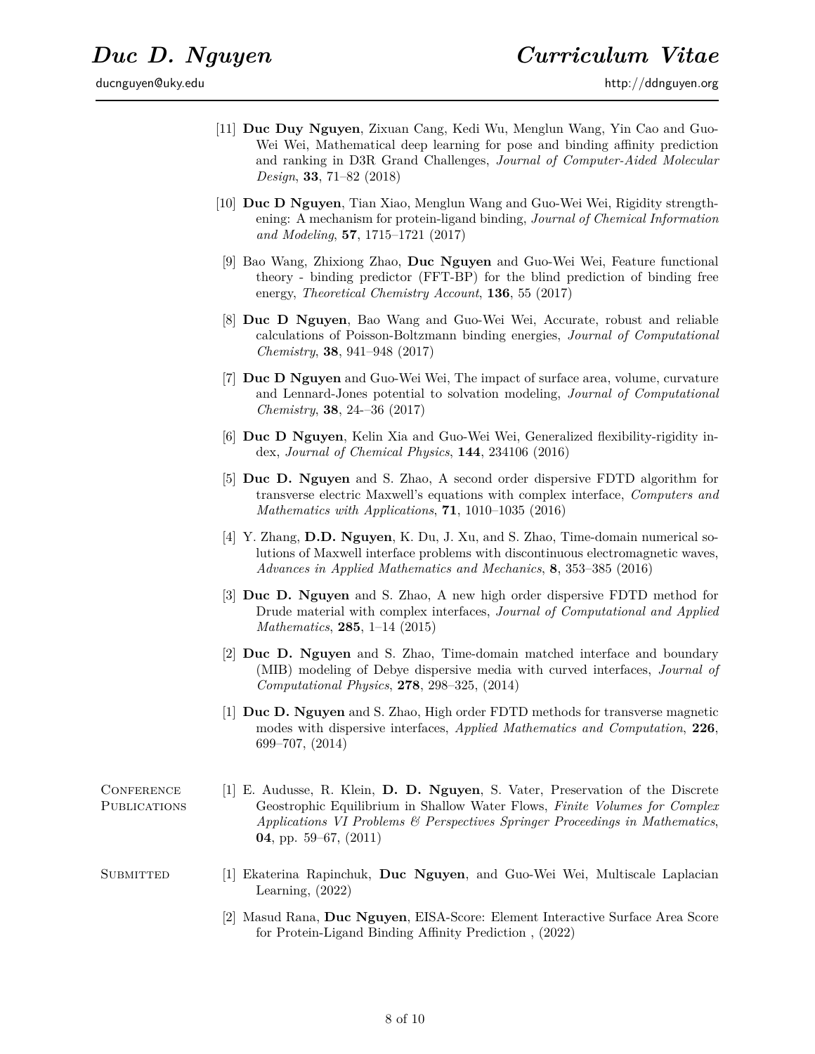[11] **Duc Duy Nguyen**, Zixuan Cang, Kedi Wu, Menglun Wang, Yin Cao and Guo-Wei Wei, Mathematical deep learning for pose and binding affinity prediction and ranking in D3R Grand Challenges, *Journal of Computer-Aided Molecular Design*, **33**, 71–82 (2018)

[10] **Duc D Nguyen**, Tian Xiao, Menglun Wang and Guo-Wei Wei, Rigidity strengthening: A mechanism for protein-ligand binding, *Journal of Chemical Information and Modeling*, **57**, 1715–1721 (2017)

[9] Bao Wang, Zhixiong Zhao, **Duc Nguyen** and Guo-Wei Wei, Feature functional theory - binding predictor (FFT-BP) for the blind prediction of binding free energy, *Theoretical Chemistry Account*, **136**, 55 (2017)

[8] **Duc D Nguyen**, Bao Wang and Guo-Wei Wei, Accurate, robust and reliable calculations of Poisson-Boltzmann binding energies, *Journal of Computational Chemistry*, **38**, 941–948 (2017)

[7] **Duc D Nguyen** and Guo-Wei Wei, The impact of surface area, volume, curvature and Lennard-Jones potential to solvation modeling, *Journal of Computational Chemistry*, **38**, 24–-36 (2017)

[6] **Duc D Nguyen**, Kelin Xia and Guo-Wei Wei, Generalized flexibility-rigidity index, *Journal of Chemical Physics*, **144**, 234106 (2016)

[5] **Duc D. Nguyen** and S. Zhao, A second order dispersive FDTD algorithm for transverse electric Maxwell's equations with complex interface, *Computers and Mathematics with Applications*, **71**, 1010–1035 (2016)

[4] Y. Zhang, **D.D. Nguyen**, K. Du, J. Xu, and S. Zhao, Time-domain numerical solutions of Maxwell interface problems with discontinuous electromagnetic waves, *Advances in Applied Mathematics and Mechanics*, **8**, 353–385 (2016)

[3] **Duc D. Nguyen** and S. Zhao, A new high order dispersive FDTD method for Drude material with complex interfaces, *Journal of Computational and Applied Mathematics*, **285**, 1–14 (2015)

[2] **Duc D. Nguyen** and S. Zhao, Time-domain matched interface and boundary (MIB) modeling of Debye dispersive media with curved interfaces, *Journal of Computational Physics*, **278**, 298–325, (2014)

[1] **Duc D. Nguyen** and S. Zhao, High order FDTD methods for transverse magnetic modes with dispersive interfaces, *Applied Mathematics and Computation*, **226**, 699–707, (2014)

## Conference Publications

[1] E. Audusse, R. Klein, **D. D. Nguyen**, S. Vater, Preservation of the Discrete Geostrophic Equilibrium in Shallow Water Flows, *Finite Volumes for Complex Applications VI Problems & Perspectives Springer Proceedings in Mathematics*, **04**, pp. 59–67, (2011)

## Submitted

[1] Ekaterina Rapinchuk, **Duc Nguyen**, and Guo-Wei Wei, Multiscale Laplacian Learning, (2022)

[2] Masud Rana, **Duc Nguyen**, EISA-Score: Element Interactive Surface Area Score for Protein-Ligand Binding Affinity Prediction , (2022)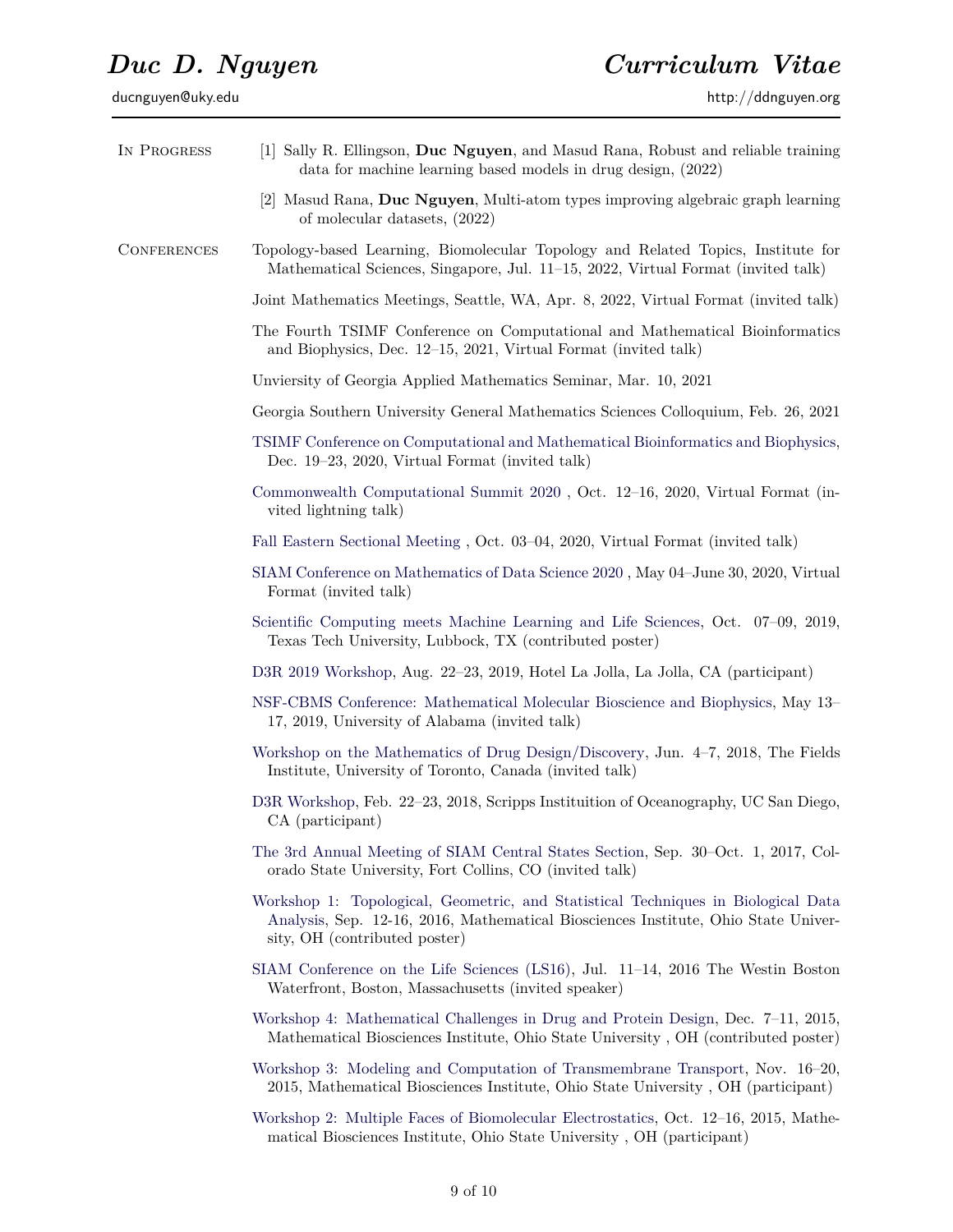# Duc D. Nguyen — Curriculum Vitae

ducnguyen@uky.edu — http://ddnguyen.org

## In Progress

[1] Sally R. Ellingson, **Duc Nguyen**, and Masud Rana, Robust and reliable training data for machine learning based models in drug design, (2022)

[2] Masud Rana, **Duc Nguyen**, Multi-atom types improving algebraic graph learning of molecular datasets, (2022)

## Conferences

Topology-based Learning, Biomolecular Topology and Related Topics, Institute for Mathematical Sciences, Singapore, Jul. 11–15, 2022, Virtual Format (invited talk)

Joint Mathematics Meetings, Seattle, WA, Apr. 8, 2022, Virtual Format (invited talk)

The Fourth TSIMF Conference on Computational and Mathematical Bioinformatics and Biophysics, Dec. 12–15, 2021, Virtual Format (invited talk)

Unviersity of Georgia Applied Mathematics Seminar, Mar. 10, 2021

Georgia Southern University General Mathematics Sciences Colloquium, Feb. 26, 2021

TSIMF Conference on Computational and Mathematical Bioinformatics and Biophysics, Dec. 19–23, 2020, Virtual Format (invited talk)

Commonwealth Computational Summit 2020 , Oct. 12–16, 2020, Virtual Format (invited lightning talk)

Fall Eastern Sectional Meeting , Oct. 03–04, 2020, Virtual Format (invited talk)

SIAM Conference on Mathematics of Data Science 2020 , May 04–June 30, 2020, Virtual Format (invited talk)

Scientific Computing meets Machine Learning and Life Sciences, Oct. 07–09, 2019, Texas Tech University, Lubbock, TX (contributed poster)

D3R 2019 Workshop, Aug. 22–23, 2019, Hotel La Jolla, La Jolla, CA (participant)

NSF-CBMS Conference: Mathematical Molecular Bioscience and Biophysics, May 13–17, 2019, University of Alabama (invited talk)

Workshop on the Mathematics of Drug Design/Discovery, Jun. 4–7, 2018, The Fields Institute, University of Toronto, Canada (invited talk)

D3R Workshop, Feb. 22–23, 2018, Scripps Instituition of Oceanography, UC San Diego, CA (participant)

The 3rd Annual Meeting of SIAM Central States Section, Sep. 30–Oct. 1, 2017, Colorado State University, Fort Collins, CO (invited talk)

Workshop 1: Topological, Geometric, and Statistical Techniques in Biological Data Analysis, Sep. 12-16, 2016, Mathematical Biosciences Institute, Ohio State University, OH (contributed poster)

SIAM Conference on the Life Sciences (LS16), Jul. 11–14, 2016 The Westin Boston Waterfront, Boston, Massachusetts (invited speaker)

Workshop 4: Mathematical Challenges in Drug and Protein Design, Dec. 7–11, 2015, Mathematical Biosciences Institute, Ohio State University , OH (contributed poster)

Workshop 3: Modeling and Computation of Transmembrane Transport, Nov. 16–20, 2015, Mathematical Biosciences Institute, Ohio State University , OH (participant)

Workshop 2: Multiple Faces of Biomolecular Electrostatics, Oct. 12–16, 2015, Mathematical Biosciences Institute, Ohio State University , OH (participant)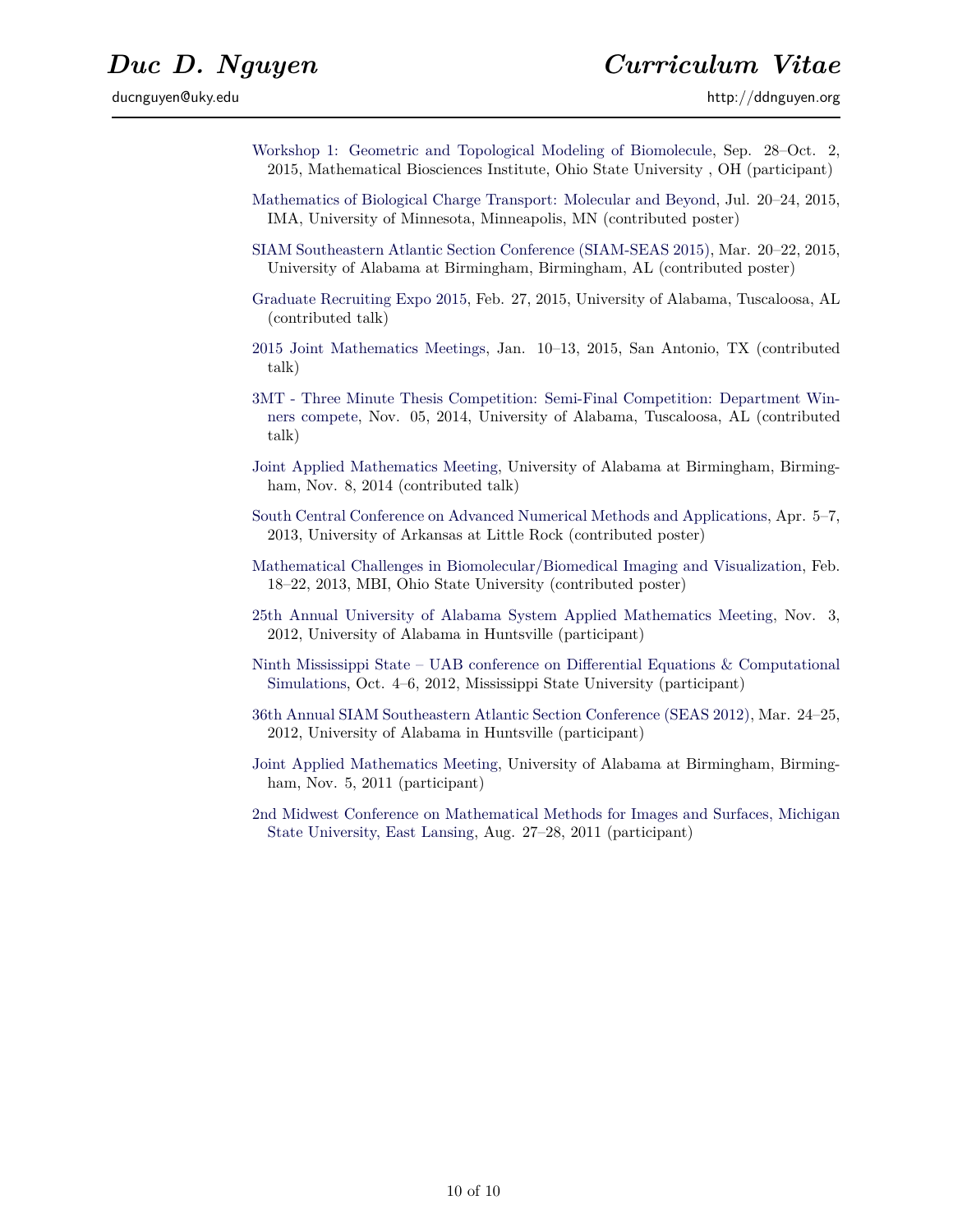Workshop 1: Geometric and Topological Modeling of Biomolecule, Sep. 28–Oct. 2, 2015, Mathematical Biosciences Institute, Ohio State University , OH (participant)

Mathematics of Biological Charge Transport: Molecular and Beyond, Jul. 20–24, 2015, IMA, University of Minnesota, Minneapolis, MN (contributed poster)

SIAM Southeastern Atlantic Section Conference (SIAM-SEAS 2015), Mar. 20–22, 2015, University of Alabama at Birmingham, Birmingham, AL (contributed poster)

Graduate Recruiting Expo 2015, Feb. 27, 2015, University of Alabama, Tuscaloosa, AL (contributed talk)

2015 Joint Mathematics Meetings, Jan. 10–13, 2015, San Antonio, TX (contributed talk)

3MT - Three Minute Thesis Competition: Semi-Final Competition: Department Winners compete, Nov. 05, 2014, University of Alabama, Tuscaloosa, AL (contributed talk)

Joint Applied Mathematics Meeting, University of Alabama at Birmingham, Birmingham, Nov. 8, 2014 (contributed talk)

South Central Conference on Advanced Numerical Methods and Applications, Apr. 5–7, 2013, University of Arkansas at Little Rock (contributed poster)

Mathematical Challenges in Biomolecular/Biomedical Imaging and Visualization, Feb. 18–22, 2013, MBI, Ohio State University (contributed poster)

25th Annual University of Alabama System Applied Mathematics Meeting, Nov. 3, 2012, University of Alabama in Huntsville (participant)

Ninth Mississippi State – UAB conference on Differential Equations & Computational Simulations, Oct. 4–6, 2012, Mississippi State University (participant)

36th Annual SIAM Southeastern Atlantic Section Conference (SEAS 2012), Mar. 24–25, 2012, University of Alabama in Huntsville (participant)

Joint Applied Mathematics Meeting, University of Alabama at Birmingham, Birmingham, Nov. 5, 2011 (participant)

2nd Midwest Conference on Mathematical Methods for Images and Surfaces, Michigan State University, East Lansing, Aug. 27–28, 2011 (participant)